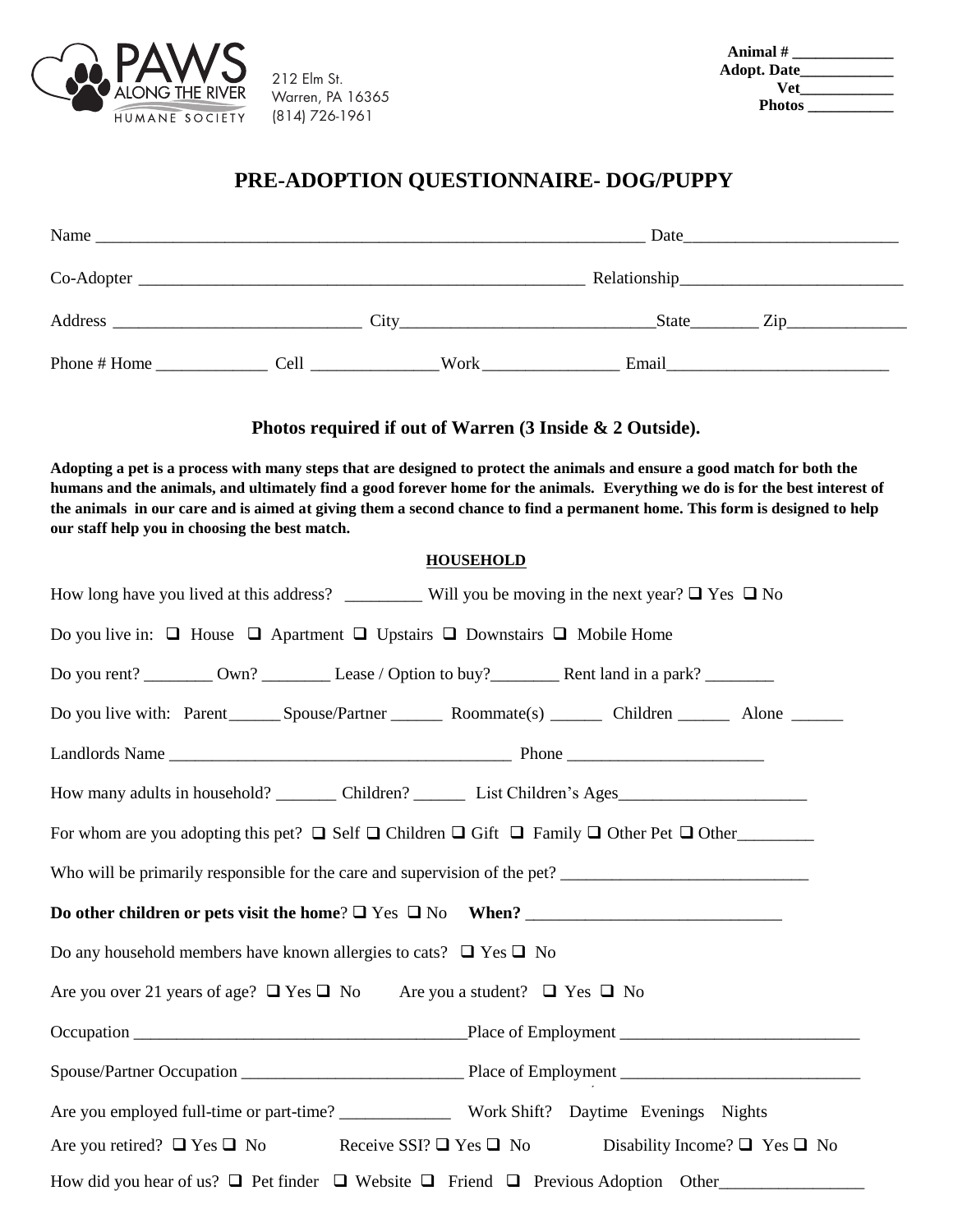PAWS ALONG THE RIVER HUMANE SOCIETY

212 Elm St.
Warren, PA 16365
(814) 726-1961

**Animal # _____________**
**Adopt. Date___________**
**Vet___________**
**Photos ___________**

# PRE-ADOPTION QUESTIONNAIRE- DOG/PUPPY

Name ____________________________________________________________________ Date_________________________

Co-Adopter ______________________________________________________ Relationship__________________________

Address ______________________________ City______________________________State________ Zip______________

Phone # Home _____________ Cell _______________Work________________ Email__________________________

**Photos required if out of Warren (3 Inside & 2 Outside).**

**Adopting a pet is a process with many steps that are designed to protect the animals and ensure a good match for both the humans and the animals, and ultimately find a good forever home for the animals. Everything we do is for the best interest of the animals in our care and is aimed at giving them a second chance to find a permanent home. This form is designed to help our staff help you in choosing the best match.**

## HOUSEHOLD

How long have you lived at this address? _________ Will you be moving in the next year? ❑ Yes ❑ No

Do you live in: ❑ House ❑ Apartment ❑ Upstairs ❑ Downstairs ❑ Mobile Home

Do you rent? ________ Own? ________ Lease / Option to buy?________ Rent land in a park? ________

Do you live with: Parent______ Spouse/Partner ______ Roommate(s) ______ Children ______ Alone ______

Landlords Name _________________________________________ Phone _______________________

How many adults in household? _______ Children? ______ List Children's Ages______________________

For whom are you adopting this pet? ❑ Self ❑ Children ❑ Gift ❑ Family ❑ Other Pet ❑ Other_________

Who will be primarily responsible for the care and supervision of the pet? _____________________________

**Do other children or pets visit the home**? ❑ Yes ❑ No **When?** ______________________________

Do any household members have known allergies to cats? ❑ Yes ❑ No

Are you over 21 years of age? ❑ Yes ❑ No Are you a student? ❑ Yes ❑ No

Occupation ______________________________________Place of Employment ____________________________

Spouse/Partner Occupation __________________________ Place of Employment ____________________________

Are you employed full-time or part-time? _____________ Work Shift? Daytime Evenings Nights

Are you retired? ❑ Yes ❑ No Receive SSI? ❑ Yes ❑ No Disability Income? ❑ Yes ❑ No

How did you hear of us? ❑ Pet finder ❑ Website ❑ Friend ❑ Previous Adoption Other_________________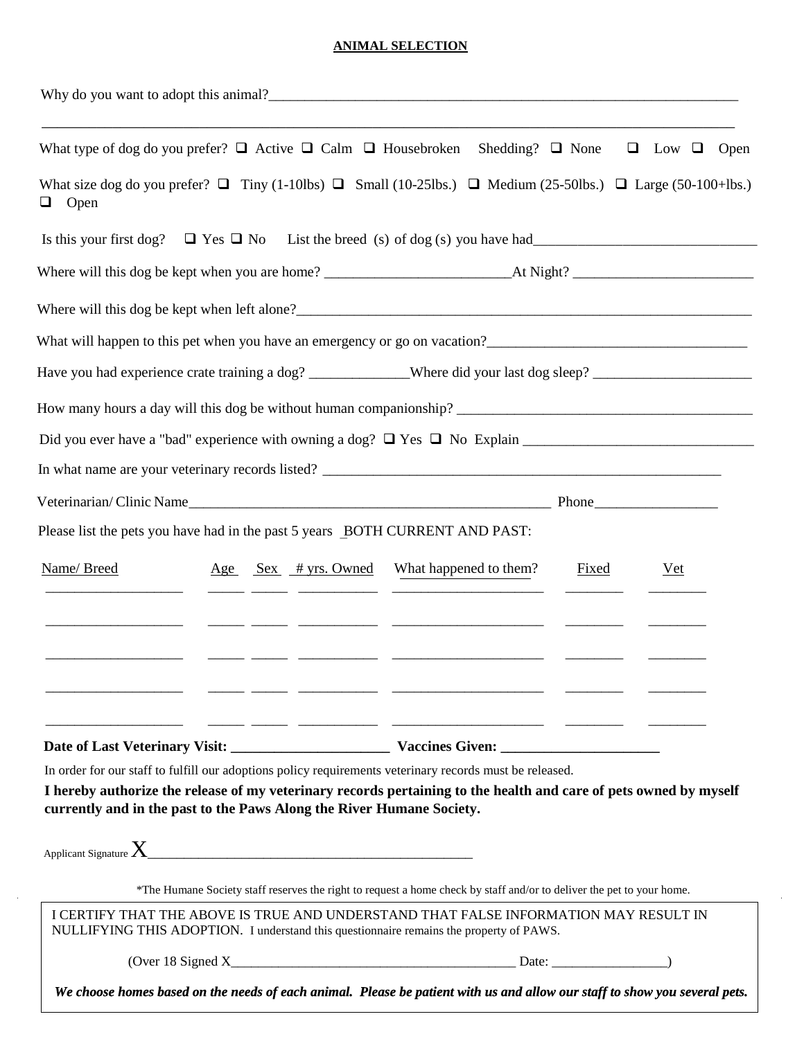## ANIMAL SELECTION

Why do you want to adopt this animal?_______________________________________________________________

_____________________________________________________________________________________________

What type of dog do you prefer? ❑ Active ❑ Calm ❑ Housebroken Shedding? ❑ None ❑ Low ❑ Open

What size dog do you prefer? ❑ Tiny (1-10lbs) ❑ Small (10-25lbs.) ❑ Medium (25-50lbs.) ❑ Large (50-100+lbs.) ❑ Open

Is this your first dog? ❑ Yes ❑ No List the breed (s) of dog (s) you have had______________________________

Where will this dog be kept when you are home? _________________________At Night? ________________________

Where will this dog be kept when left alone?______________________________________________________________

What will happen to this pet when you have an emergency or go on vacation?___________________________________

Have you had experience crate training a dog? _____________Where did your last dog sleep? _____________________

How many hours a day will this dog be without human companionship? ________________________________________

Did you ever have a "bad" experience with owning a dog? ❑ Yes ❑ No Explain ________________________________

In what name are your veterinary records listed? ________________________________________________________

Veterinarian/ Clinic Name_____________________________________________________ Phone_________________

Please list the pets you have had in the past 5 years _BOTH CURRENT AND PAST:

| Name/ Breed | Age | Sex | # yrs. Owned | What happened to them? | Fixed | Vet |
|---|---|---|---|---|---|---|
| | | | | | | |
| | | | | | | |
| | | | | | | |
| | | | | | | |
| | | | | | | |

**Date of Last Veterinary Visit: ______________________ Vaccines Given: ______________________**

In order for our staff to fulfill our adoptions policy requirements veterinary records must be released.

**I hereby authorize the release of my veterinary records pertaining to the health and care of pets owned by myself currently and in the past to the Paws Along the River Humane Society.**

Applicant Signature X_______________________________________________

*The Humane Society staff reserves the right to request a home check by staff and/or to deliver the pet to your home.

I CERTIFY THAT THE ABOVE IS TRUE AND UNDERSTAND THAT FALSE INFORMATION MAY RESULT IN NULLIFYING THIS ADOPTION. I understand this questionnaire remains the property of PAWS.

(Over 18 Signed X_________________________________________ Date: ________________)

***We choose homes based on the needs of each animal. Please be patient with us and allow our staff to show you several pets.***